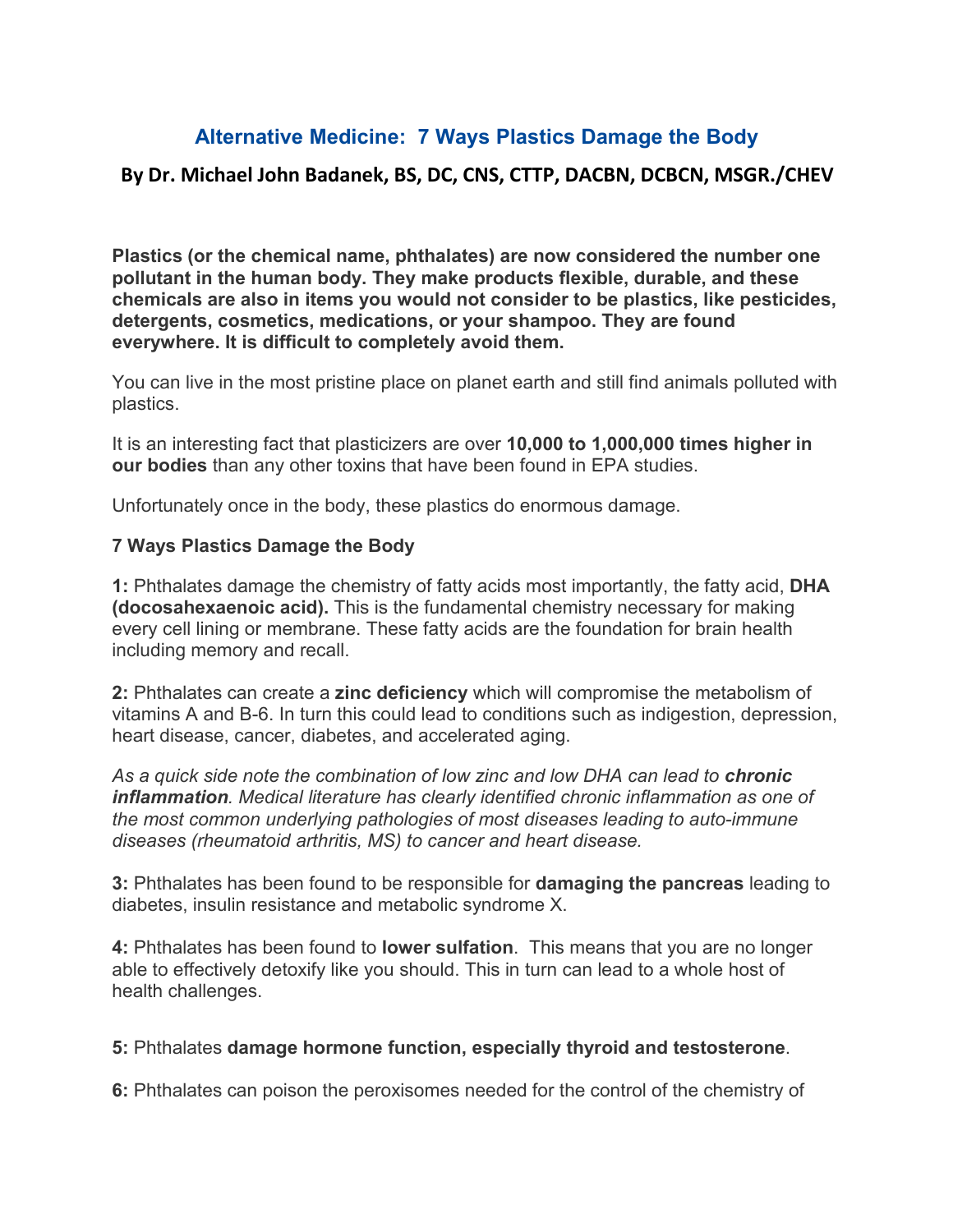# Alternative Medicine: 7 Ways Plastics Damage the Body

## By Dr. Michael John Badanek, BS, DC, CNS, CTTP, DACBN, DCBCN, MSGR./CHEV

**Plastics (or the chemical name, phthalates) are now considered the number one pollutant in the human body. They make products flexible, durable, and these chemicals are also in items you would not consider to be plastics, like pesticides, detergents, cosmetics, medications, or your shampoo. They are found everywhere. It is difficult to completely avoid them.**

You can live in the most pristine place on planet earth and still find animals polluted with plastics.

It is an interesting fact that plasticizers are over **10,000 to 1,000,000 times higher in our bodies** than any other toxins that have been found in EPA studies.

Unfortunately once in the body, these plastics do enormous damage.

**7 Ways Plastics Damage the Body**

**1:** Phthalates damage the chemistry of fatty acids most importantly, the fatty acid, **DHA (docosahexaenoic acid).** This is the fundamental chemistry necessary for making every cell lining or membrane. These fatty acids are the foundation for brain health including memory and recall.

**2:** Phthalates can create a **zinc deficiency** which will compromise the metabolism of vitamins A and B-6. In turn this could lead to conditions such as indigestion, depression, heart disease, cancer, diabetes, and accelerated aging.

*As a quick side note the combination of low zinc and low DHA can lead to* ***chronic inflammation****. Medical literature has clearly identified chronic inflammation as one of the most common underlying pathologies of most diseases leading to auto-immune diseases (rheumatoid arthritis, MS) to cancer and heart disease.*

**3:** Phthalates has been found to be responsible for **damaging the pancreas** leading to diabetes, insulin resistance and metabolic syndrome X.

**4:** Phthalates has been found to **lower sulfation**. This means that you are no longer able to effectively detoxify like you should. This in turn can lead to a whole host of health challenges.

**5:** Phthalates **damage hormone function, especially thyroid and testosterone**.

**6:** Phthalates can poison the peroxisomes needed for the control of the chemistry of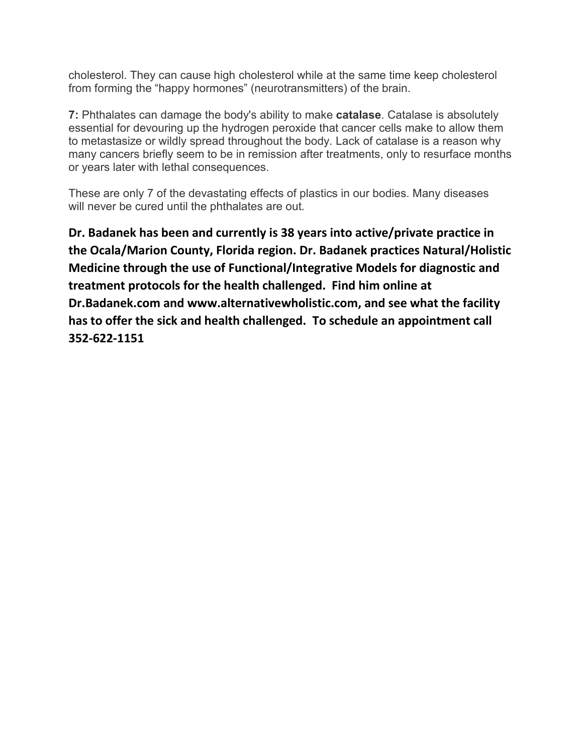cholesterol. They can cause high cholesterol while at the same time keep cholesterol from forming the "happy hormones" (neurotransmitters) of the brain.

**7:** Phthalates can damage the body's ability to make **catalase**. Catalase is absolutely essential for devouring up the hydrogen peroxide that cancer cells make to allow them to metastasize or wildly spread throughout the body. Lack of catalase is a reason why many cancers briefly seem to be in remission after treatments, only to resurface months or years later with lethal consequences.

These are only 7 of the devastating effects of plastics in our bodies. Many diseases will never be cured until the phthalates are out.

**Dr. Badanek has been and currently is 38 years into active/private practice in the Ocala/Marion County, Florida region. Dr. Badanek practices Natural/Holistic Medicine through the use of Functional/Integrative Models for diagnostic and treatment protocols for the health challenged. Find him online at Dr.Badanek.com and www.alternativewholistic.com, and see what the facility has to offer the sick and health challenged. To schedule an appointment call 352-622-1151**